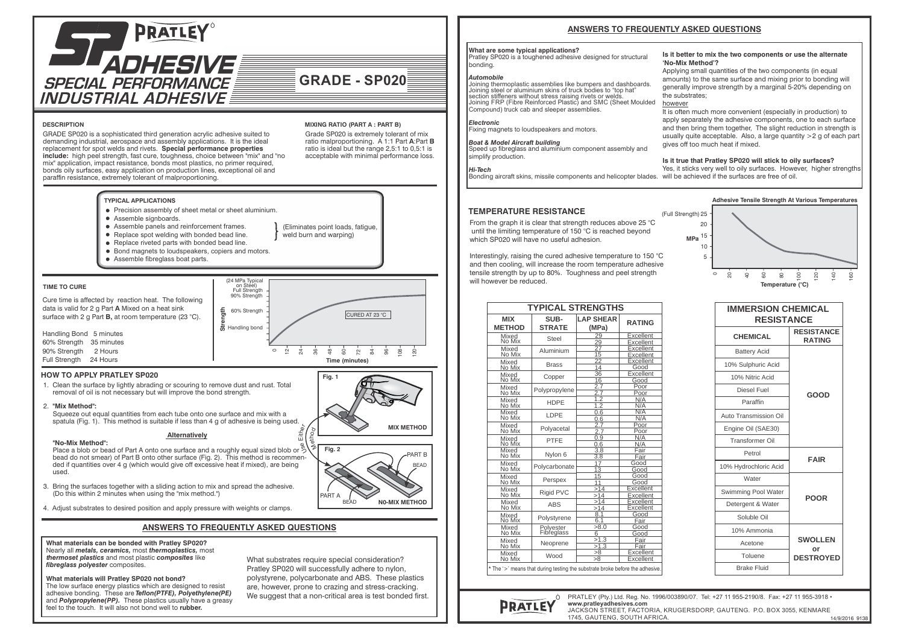# PRATLEY SP ADHESIVE

## SPECIAL PERFORMANCE INDUSTRIAL ADHESIVE

## GRADE - SP020

### DESCRIPTION

GRADE SP020 is a sophisticated third generation acrylic adhesive suited to demanding industrial, aerospace and assembly applications. It is the ideal replacement for spot welds and rivets. **Special performance properties include:** high peel strength, fast cure, toughness, choice between "mix" and "no mix" application, impact resistance, bonds most plastics, no primer required, bonds oily surfaces, easy application on production lines, exceptional oil and paraffin resistance, extremely tolerant of malproportioning.

### MIXING RATIO (PART A : PART B)

Grade SP020 is extremely tolerant of mix ratio malproportioning. A 1:1 Part **A**:Part **B** ratio is ideal but the range 2,5:1 to 0,5:1 is acceptable with minimal performance loss.

### TYPICAL APPLICATIONS

- Precision assembly of sheet metal or sheet aluminium.
- Assemble signboards.
- Assemble panels and reinforcement frames.
- Replace spot welding with bonded bead line.
- Replace riveted parts with bonded bead line.
- Bond magnets to loudspeakers, copiers and motors.
- Assemble fibreglass boat parts.

(Eliminates point loads, fatigue, weld burn and warping)

### TIME TO CURE

Cure time is affected by reaction heat. The following data is valid for 2 g Part **A** Mixed on a heat sink surface with 2 g Part **B,** at room temperature (23 °C).

| | |
|---|---|
| Handling Bond | 5 minutes |
| 60% Strength | 35 minutes |
| 90% Strength | 2 Hours |
| Full Strength | 24 Hours |

Strength vs Time (minutes), CURED AT 23 °C — Handling bond, 60% Strength, 90% Strength, Full Strength (24 MPa Typical on Steel); Time axis 0, 12, 24, 36, 48, 60, 72, 84, 96, 108, 120.

### HOW TO APPLY PRATLEY SP020

1. Clean the surface by lightly abrading or scouring to remove dust and rust. Total removal of oil is not necessary but will improve the bond strength.

2. **"Mix Method":**
   Squeeze out equal quantities from each tube onto one surface and mix with a spatula (Fig. 1). This method is suitable if less than 4 g of adhesive is being used.

   **Alternatively**

   **"No-Mix Method":**
   Place a blob or bead of Part A onto one surface and a roughly equal sized blob or bead do not smear) of Part B onto other surface (Fig. 2). This method is recommended if quantities over 4 g (which would give off excessive heat if mixed), are being used.

3. Bring the surfaces together with a sliding action to mix and spread the adhesive. (Do this within 2 minutes when using the "mix method.")

4. Adjust substrates to desired position and apply pressure with weights or clamps.

Use Either Method

Fig. 1 — MIX METHOD

Fig. 2 — PART A BEAD, PART B BEAD — N0-MIX METHOD

## ANSWERS TO FREQUENTLY ASKED QUESTIONS

**What materials can be bonded with Pratley SP020?**
Nearly all ***metals, ceramics,*** most ***thermoplastics,*** most ***thermoset plastics*** and most plastic ***composites*** like ***fibreglass polyester*** composites.

**What materials will Pratley SP020 not bond?**
The low surface energy plastics which are designed to resist adhesive bonding. These are ***Teflon(PTFE), Polyethylene(PE)*** and ***Polypropylene(PP).*** These plastics usually have a greasy feel to the touch. It will also not bond well to **rubber.**

What substrates require special consideration?
Pratley SP020 will successfully adhere to nylon, polystyrene, polycarbonate and ABS. These plastics are, however, prone to crazing and stress-cracking. We suggest that a non-critical area is test bonded first.

## ANSWERS TO FREQUENTLY ASKED QUESTIONS

**What are some typical applications?**
Pratley SP020 is a toughened adhesive designed for structural bonding.

***Automobile***
Joining thermoplastic assemblies like bumpers and dashboards. Joining steel or aluminium skins of truck bodies to "top hat" section stiffeners without stress raising rivets or welds. Joining FRP (Fibre Reinforced Plastic) and SMC (Sheet Moulded Compound) truck cab and sleeper assemblies.

***Electronic***
Fixing magnets to loudspeakers and motors.

***Boat & Model Aircraft building***
Speed up fibreglass and aluminium component assembly and simplify production.

***Hi-Tech***
Bonding aircraft skins, missile components and helicopter blades.

**Is it better to mix the two components or use the alternate 'No-Mix Method'?**
Applying small quantities of the two components (in equal amounts) to the same surface and mixing prior to bonding will generally improve strength by a marginal 5-20% depending on the substrates;
however
It is often much more convenient (especially in production) to apply separately the adhesive components, one to each surface and then bring them together, The slight reduction in strength is usually quite acceptable. Also, a large quantity >2 g of each part gives off too much heat if mixed.

**Is it true that Pratley SP020 will stick to oily surfaces?**
Yes, it sticks very well to oily surfaces. However, higher strengths will be achieved if the surfaces are free of oil.

### TEMPERATURE RESISTANCE

From the graph it is clear that strength reduces above 25 °C until the limiting temperature of 150 °C is reached beyond which SP020 will have no useful adhesion.

Interestingly, raising the cured adhesive temperature to 150 °C and then cooling, will increase the room temperature adhesive tensile strength by up to 80%. Toughness and peel strength will however be reduced.

**Adhesive Tensile Strength At Various Temperatures** — MPa (Full Strength 25, 20, 15, 10, 5) vs Temperature (°C) (0, 20, 40, 60, 80, 100, 120, 140, 160).

| TYPICAL STRENGTHS | | | |
|---|---|---|---|
| **MIX METHOD** | **SUB-STRATE** | **LAP SHEAR (MPa)** | **RATING** |
| Mixed | Steel | 29 | Excellent |
| No Mix | Steel | 29 | Excellent |
| Mixed | Aluminium | 27 | Excellent |
| No Mix | Aluminium | 15 | Excellent |
| Mixed | Brass | 22 | Excellent |
| No Mix | Brass | 14 | Good |
| Mixed | Copper | 36 | Excellent |
| No Mix | Copper | 16 | Good |
| Mixed | Polypropylene | 2.7 | Poor |
| No Mix | Polypropylene | 2.7 | Poor |
| Mixed | HDPE | 1.2 | N/A |
| No Mix | HDPE | 1.2 | N/A |
| Mixed | LDPE | 0.6 | N/A |
| No Mix | LDPE | 0.6 | N/A |
| Mixed | Polyacetal | 2.7 | Poor |
| No Mix | Polyacetal | 2.7 | Poor |
| Mixed | PTFE | 0.9 | N/A |
| No Mix | PTFE | 0.6 | N/A |
| Mixed | Nylon 6 | 3.8 | Fair |
| No Mix | Nylon 6 | 3.8 | Fair |
| Mixed | Polycarbonate | 17 | Good |
| No Mix | Polycarbonate | 13 | Good |
| Mixed | Perspex | 15 | Good |
| No Mix | Perspex | 11 | Good |
| Mixed | Rigid PVC | >14 | Excellent |
| No Mix | Rigid PVC | >14 | Excellent |
| Mixed | ABS | >14 | Excellent |
| No Mix | ABS | >14 | Excellent |
| Mixed | Polystyrene | 8.1 | Good |
| No Mix | Polystyrene | 6.1 | Fair |
| Mixed | Polyester Fibreglass | >8.0 | Good |
| No Mix | Polyester Fibreglass | 6 | Good |
| Mixed | Neoprene | >1.3 | Fair |
| No Mix | Neoprene | >1.3 | Fair |
| Mixed | Wood | >8 | Excellent |
| No Mix | Wood | >8 | Excellent |

\* The '>' means that during testing the substrate broke before the adhesive.

| IMMERSION CHEMICAL RESISTANCE | |
|---|---|
| **CHEMICAL** | **RESISTANCE RATING** |
| Battery Acid | GOOD |
| 10% Sulphuric Acid | GOOD |
| 10% Nitric Acid | GOOD |
| Diesel Fuel | GOOD |
| Paraffin | GOOD |
| Auto Transmission Oil | GOOD |
| Engine Oil (SAE30) | GOOD |
| Transformer Oil | GOOD |
| Petrol | FAIR |
| 10% Hydrochloric Acid | FAIR |
| Water | POOR |
| Swimming Pool Water | POOR |
| Detergent & Water | POOR |
| Soluble Oil | POOR |
| 10% Ammonia | SWOLLEN or DESTROYED |
| Acetone | SWOLLEN or DESTROYED |
| Toluene | SWOLLEN or DESTROYED |
| Brake Fluid | SWOLLEN or DESTROYED |

PRATLEY (Pty.) Ltd. Reg. No. 1996/003890/07. Tel: +27 11 955-2190/8. Fax: +27 11 955-3918 • **www.pratleyadhesives.com**
JACKSON STREET, FACTORIA, KRUGERSDORP, GAUTENG. P.O. BOX 3055, KENMARE 1745, GAUTENG, SOUTH AFRICA.

14/9/2016 9138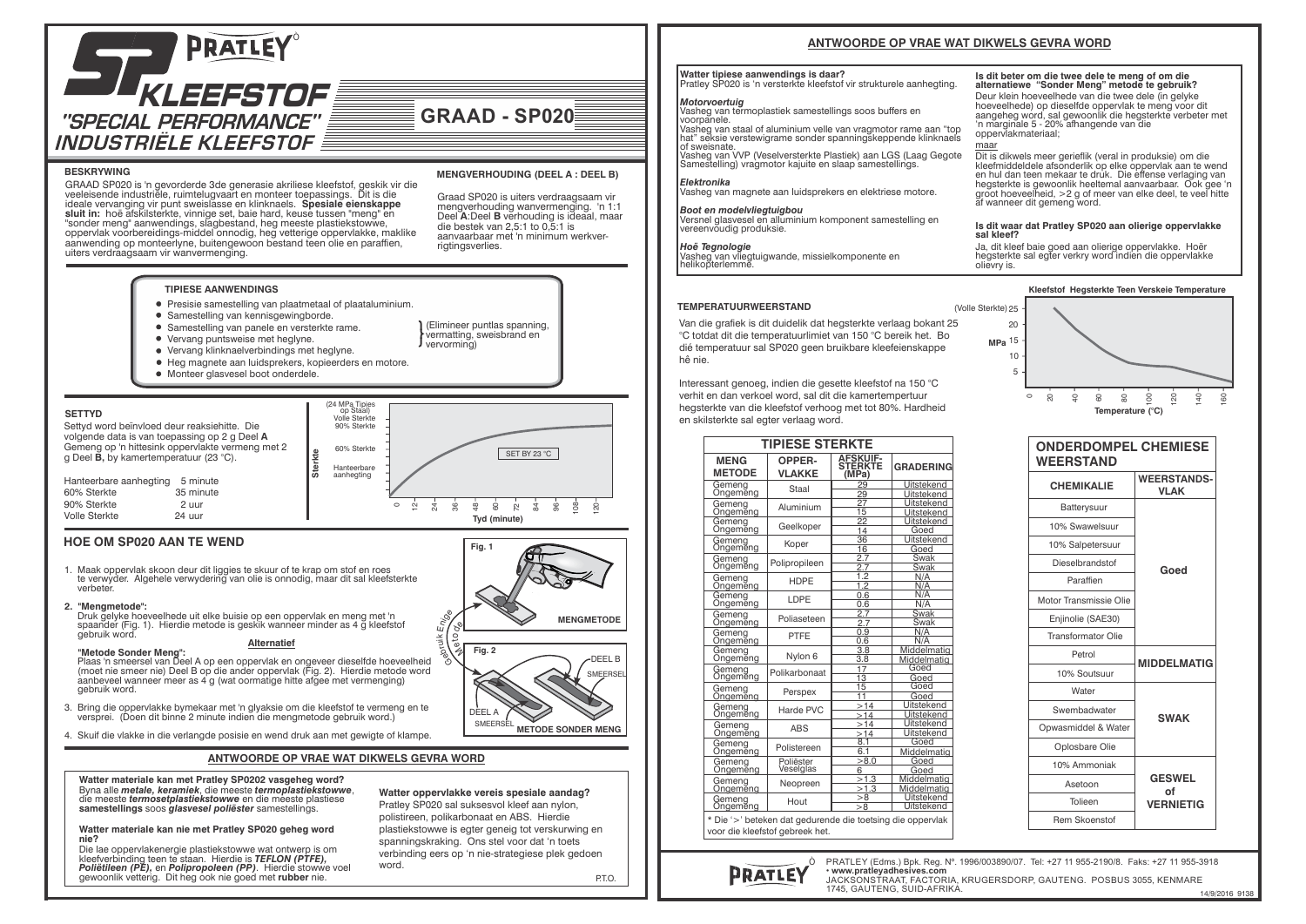# PRATLEY®

# SP KLEEFSTOF

## "SPECIAL PERFORMANCE" INDUSTRIËLE KLEEFSTOF

## GRAAD - SP020

### BESKRYWING

GRAAD SP020 is 'n gevorderde 3de generasie akriliese kleefstof, geskik vir die veeleisende industriële, ruimtelugvaart en monteer toepassings. Dit is die ideale vervanging vir punt sweislasse en klinknaels. **Spesiale eienskappe sluit in:** hoë afskilsterkte, vinnige set, baie hard, keuse tussen "meng" en "sonder meng" aanwendings, slagbestand, heg meeste plastiekstowwe, oppervlak voorbereidings-middel onnodig, heg vetterige oppervlakke, maklike aanwending op monteerlyne, buitengewoon bestand teen olie en paraffien, uiters verdraagsaam vir wanvermenging.

### MENGVERHOUDING (DEEL A : DEEL B)

Graad SP020 is uiters verdraagsaam vir mengverhouding wanvermenging. 'n 1:1 Deel **A**:Deel **B** verhouding is ideaal, maar die bestek van 2,5:1 to 0,5:1 is aanvaarbaar met 'n minimum werkverrigtingsverlies.

### TIPIESE AANWENDINGS

- Presisie samestelling van plaatmetaal of plaataluminium.
- Samestelling van kennisgewingborde.
- Samestelling van panele en versterkte rame.
- Vervang puntsweise met heglyne.
- Vervang klinknaelverbindings met heglyne.
- Heg magnete aan luidsprekers, kopieerders en motore.
- Monteer glasvesel boot onderdele.

(Elimineer puntlas spanning, vermatting, sweisbrand en vervorming)

### SETTYD

Settyd word beïnvloed deur reaksiehitte. Die volgende data is van toepassing op 2 g Deel **A** Gemeng op 'n hittesink oppervlakte vermeng met 2 g Deel **B,** by kamertemperatuur (23 °C).

| | |
|---|---|
| Hanteerbare aanhegting | 5 minute |
| 60% Sterkte | 35 minute |
| 90% Sterkte | 2 uur |
| Volle Sterkte | 24 uur |

Sterkte
(24 MPa Tipies op Staal) Volle Sterkte 90% Sterkte
60% Sterkte
Hanteerbare aanhegting
SET BY 23 °C
0 12 24 36 48 60 72 84 96 108 120
Tyd (minute)

### HOE OM SP020 AAN TE WEND

1. Maak oppervlak skoon deur dit liggies te skuur of te krap om stof en roes te verwyder. Algehele verwydering van olie is onnodig, maar dit sal kleefsterkte verbeter.
2. **"Mengmetode":**
   Druk gelyke hoeveelhede uit elke buisie op een oppervlak en meng met 'n spaander (Fig. 1). Hierdie metode is geskik wanneer minder as 4 g kleefstof gebruik word.

   **Alternatief**

   **"Metode Sonder Meng":**
   Plaas 'n smeersel van Deel A op een oppervlak en ongeveer dieselfde hoeveelheid (moet nie smeer nie) Deel B op die ander oppervlak (Fig. 2). Hierdie metode word aanbeveel wanneer meer as 4 g (wat oormatige hitte afgee met vermenging) gebruik word.
3. Bring die oppervlakke bymekaar met 'n glyaksie om die kleefstof te vermeng en te versprei. (Doen dit binne 2 minute indien die mengmetode gebruik word.)
4. Skuif die vlakke in die verlangde posisie en wend druk aan met gewigte of klampe.

Fig. 1 MENGMETODE

Gebruik Enige Metode

Fig. 2 DEEL B SMEERSEL DEEL A SMEERSEL METODE SONDER MENG

### ANTWOORDE OP VRAE WAT DIKWELS GEVRA WORD

**Watter materiale kan met Pratley SP0202 vasgeheg word?**
Byna alle ***metale, keramiek***, die meeste ***termoplastiekstowwe***, die meeste ***termosetplastiekstowwe*** en die meeste plastiese **samestellings** soos ***glasvesel poliëster*** samestellings.

**Watter materiale kan nie met Pratley SP020 geheg word nie?**
Die lae oppervlakenergie plastiekstowwe wat ontwerp is om kleefverbinding teen te staan. Hierdie is ***TEFLON (PTFE), Poliëtileen (PE),*** en ***Polipropoleen (PP)***. Hierdie stowwe voel gewoonlik vetterig. Dit heg ook nie goed met **rubber** nie.

**Watter oppervlakke vereis spesiale aandag?**
Pratley SP020 sal suksesvol kleef aan nylon, polistireen, polikarbonaat en ABS. Hierdie plastiekstowwe is egter geneig tot verskurwing en spanningskraking. Ons stel voor dat 'n toets verbinding eers op 'n nie-strategiese plek gedoen word.

P.T.O.

### ANTWOORDE OP VRAE WAT DIKWELS GEVRA WORD

**Watter tipiese aanwendings is daar?**
Pratley SP020 is 'n versterkte kleefstof vir strukturele aanhegting.

***Motorvoertuig***
Vasheg van termoplastiek samestellings soos buffers en voorpanele.
Vasheg van staal of aluminium velle van vragmotor rame aan "top hat" seksie verstewigrame sonder spanningskeppende klinknaels of sweisnate.
Vasheg van VVP (Veselversterkte Plastiek) aan LGS (Laag Gegote Samestelling) vragmotor kajuite en slaap samestellings.

***Elektronika***
Vasheg van magnete aan luidsprekers en elektriese motore.

***Boot en modelvliegtuigbou***
Versnel glasvesel en alluminium komponent samestelling en vereenvoudig produksie.

***Hoë Tegnologie***
Vasheg van vliegtuigwande, missielkomponente en helikopterlemme.

**Is dit beter om die twee dele te meng of om die alternatiewe "Sonder Meng" metode te gebruik?**
Deur klein hoeveelhede van die twee dele (in gelyke hoeveelhede) op dieselfde oppervlak te meng voor dit aangeheg word, sal gewoonlik die hegsterkte verbeter met 'n marginale 5 - 20% afhangende van die oppervlakmateriaal;

maar

Dit is dikwels meer gerieflik (veral in produksie) om die kleefmiddeldele afsonderlik op elke oppervlak aan te wend en hul dan teen mekaar te druk. Die effense verlaging van hegsterkte is gewoonlik heeltemal aanvaarbaar. Ook gee 'n groot hoeveelheid, >2 g of meer van elke deel, te veel hitte af wanneer dit gemeng word.

**Is dit waar dat Pratley SP020 aan olierige oppervlakke sal kleef?**
Ja, dit kleef baie goed aan olierige oppervlakke. Hoër hegsterkte sal egter verkry word indien die oppervlakke olievry is.

### TEMPERATUURWEERSTAND

Van die grafiek is dit duidelik dat hegsterkte verlaag bokant 25 °C totdat dit die temperatuurlimiet van 150 °C bereik het. Bo dié temperatuur sal SP020 geen bruikbare kleefeienskappe hê nie.

Interessant genoeg, indien die gesette kleefstof na 150 °C verhit en dan verkoel word, sal dit die kamertempertuur hegsterkte van die kleefstof verhoog met tot 80%. Hardheid en skilsterkte sal egter verlaag word.

Kleefstof Hegsterkte Teen Verskeie Temperature
(Volle Sterkte) 25
20
MPa 15
10
5
0 20 40 60 80 100 120 140 160
Temperature (°C)

| TIPIESE STERKTE | | | |
|---|---|---|---|
| **MENG METODE** | **OPPER-VLAKKE** | **AFSKUIF-STERKTE (MPa)** | **GRADERING** |
| Gemeng | Staal | 29 | Uitstekend |
| Ongemeng | | 29 | Uitstekend |
| Gemeng | Aluminium | 27 | Uitstekend |
| Ongemeng | | 15 | Uitstekend |
| Gemeng | Geelkoper | 22 | Uitstekend |
| Ongemeng | | 14 | Goed |
| Gemeng | Koper | 36 | Uitstekend |
| Ongemeng | | 16 | Goed |
| Gemeng | Polipropileen | 2.7 | Swak |
| Ongemeng | | 2.7 | Swak |
| Gemeng | HDPE | 1.2 | N/A |
| Ongemeng | | 1.2 | N/A |
| Gemeng | LDPE | 0.6 | N/A |
| Ongemeng | | 0.6 | N/A |
| Gemeng | Poliaseteen | 2.7 | Swak |
| Ongemeng | | 2.7 | Swak |
| Gemeng | PTFE | 0.9 | N/A |
| Ongemeng | | 0.6 | N/A |
| Gemeng | Nylon 6 | 3.8 | Middelmatig |
| Ongemeng | | 3.8 | Middelmatig |
| Gemeng | Polikarbonaat | 17 | Goed |
| Ongemeng | | 13 | Goed |
| Gemeng | Perspex | 15 | Goed |
| Ongemeng | | 11 | Goed |
| Gemeng | Harde PVC | >14 | Uitstekend |
| Ongemeng | | >14 | Uitstekend |
| Gemeng | ABS | >14 | Uitstekend |
| Ongemeng | | >14 | Uitstekend |
| Gemeng | Polistereen | 8.1 | Goed |
| Ongemeng | | 6.1 | Middelmatig |
| Gemeng | Poliëster Veselglas | >8.0 | Goed |
| Ongemeng | | 6 | Goed |
| Gemeng | Neopreen | >1.3 | Middelmatig |
| Ongemeng | | >1.3 | Middelmatig |
| Gemeng | Hout | >8 | Uitstekend |
| Ongemeng | | >8 | Uitstekend |

* Die '>' beteken dat gedurende die toetsing die oppervlak voor die kleefstof gebreek het.

| ONDERDOMPEL CHEMIESE WEERSTAND | |
|---|---|
| **CHEMIKALIE** | **WEERSTANDS-VLAK** |
| Batterysuur | Goed |
| 10% Swawelsuur | Goed |
| 10% Salpetersuur | Goed |
| Dieselbrandstof | Goed |
| Paraffien | Goed |
| Motor Transmissie Olie | Goed |
| Enjinolie (SAE30) | Goed |
| Transformator Olie | Goed |
| Petrol | MIDDELMATIG |
| 10% Soutsuur | MIDDELMATIG |
| Water | SWAK |
| Swembadwater | SWAK |
| Opwasmiddel & Water | SWAK |
| Oplosbare Olie | SWAK |
| 10% Ammoniak | GESWEL of VERNIETIG |
| Asetoon | GESWEL of VERNIETIG |
| Tolieen | GESWEL of VERNIETIG |
| Rem Skoenstof | GESWEL of VERNIETIG |

PRATLEY® PRATLEY (Edms.) Bpk. Reg. Nº. 1996/003890/07. Tel: +27 11 955-2190/8. Faks: +27 11 955-3918 • **www.pratleyadhesives.com**
JACKSONSTRAAT, FACTORIA, KRUGERSDORP, GAUTENG. POSBUS 3055, KENMARE 1745, GAUTENG, SUID-AFRIKA.

14/9/2016 9138